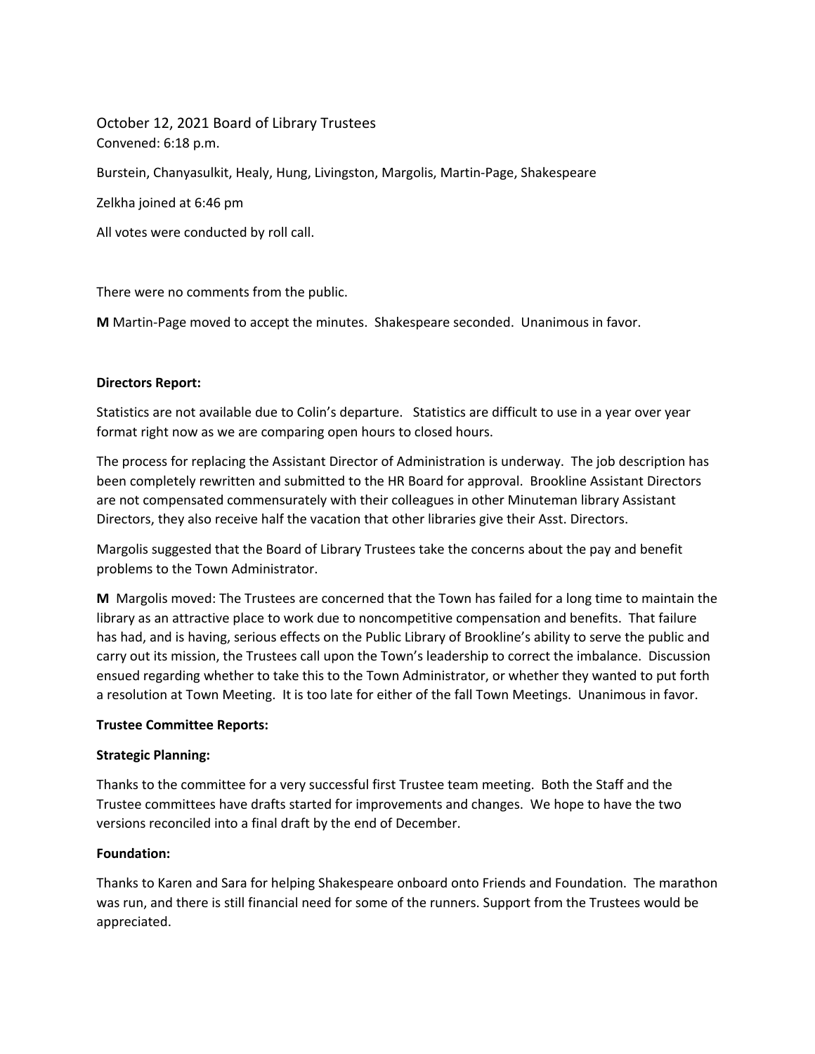October 12, 2021 Board of Library Trustees
Convened: 6:18 p.m.

Burstein, Chanyasulkit, Healy, Hung, Livingston, Margolis, Martin-Page, Shakespeare

Zelkha joined at 6:46 pm

All votes were conducted by roll call.

There were no comments from the public.

**M** Martin-Page moved to accept the minutes. Shakespeare seconded. Unanimous in favor.

**Directors Report:**

Statistics are not available due to Colin's departure. Statistics are difficult to use in a year over year format right now as we are comparing open hours to closed hours.

The process for replacing the Assistant Director of Administration is underway. The job description has been completely rewritten and submitted to the HR Board for approval. Brookline Assistant Directors are not compensated commensurately with their colleagues in other Minuteman library Assistant Directors, they also receive half the vacation that other libraries give their Asst. Directors.

Margolis suggested that the Board of Library Trustees take the concerns about the pay and benefit problems to the Town Administrator.

**M** Margolis moved: The Trustees are concerned that the Town has failed for a long time to maintain the library as an attractive place to work due to noncompetitive compensation and benefits. That failure has had, and is having, serious effects on the Public Library of Brookline's ability to serve the public and carry out its mission, the Trustees call upon the Town's leadership to correct the imbalance. Discussion ensued regarding whether to take this to the Town Administrator, or whether they wanted to put forth a resolution at Town Meeting. It is too late for either of the fall Town Meetings. Unanimous in favor.

**Trustee Committee Reports:**

**Strategic Planning:**

Thanks to the committee for a very successful first Trustee team meeting. Both the Staff and the Trustee committees have drafts started for improvements and changes. We hope to have the two versions reconciled into a final draft by the end of December.

**Foundation:**

Thanks to Karen and Sara for helping Shakespeare onboard onto Friends and Foundation. The marathon was run, and there is still financial need for some of the runners. Support from the Trustees would be appreciated.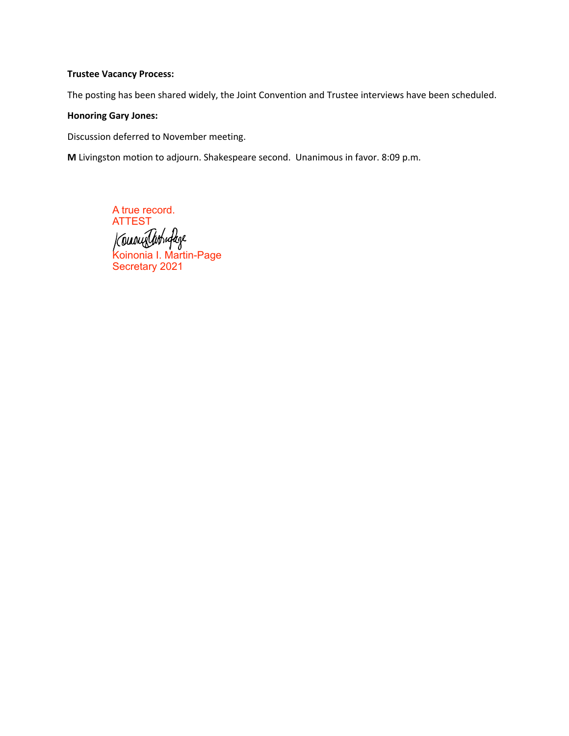**Trustee Vacancy Process:**

The posting has been shared widely, the Joint Convention and Trustee interviews have been scheduled.

**Honoring Gary Jones:**

Discussion deferred to November meeting.

**M** Livingston motion to adjourn. Shakespeare second. Unanimous in favor. 8:09 p.m.

A true record.
ATTEST
Koinonia I. Martin-Page
Secretary 2021